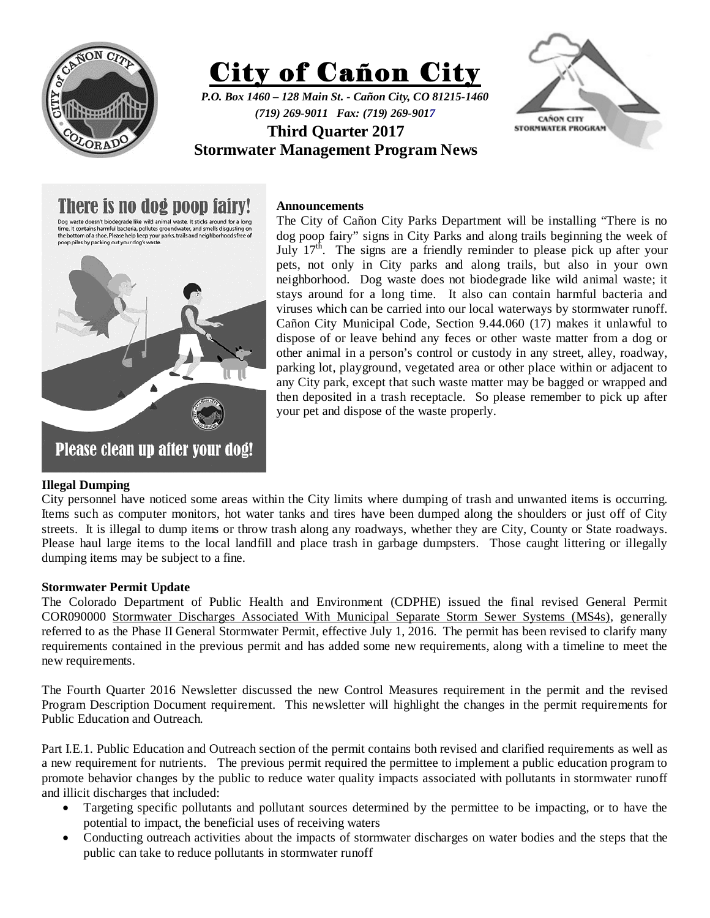# City of Cañon City

*P.O. Box 1460 – 128 Main St. - Cañon City, CO 81215-1460*
*(719) 269-9011 Fax: (719) 269-9017*

**Third Quarter 2017**
**Stormwater Management Program News**

There is no dog poop fairy!

Dog waste doesn't biodegrade like wild animal waste. It sticks around for a long time. It contains harmful bacteria, pollutes groundwater, and smells disgusting on the bottom of a shoe. Please help keep your parks, trails and neighborhoods free of poop piles by packing out your dog's waste.

Please clean up after your dog!

**Announcements**

The City of Cañon City Parks Department will be installing "There is no dog poop fairy" signs in City Parks and along trails beginning the week of July 17th. The signs are a friendly reminder to please pick up after your pets, not only in City parks and along trails, but also in your own neighborhood. Dog waste does not biodegrade like wild animal waste; it stays around for a long time. It also can contain harmful bacteria and viruses which can be carried into our local waterways by stormwater runoff. Cañon City Municipal Code, Section 9.44.060 (17) makes it unlawful to dispose of or leave behind any feces or other waste matter from a dog or other animal in a person's control or custody in any street, alley, roadway, parking lot, playground, vegetated area or other place within or adjacent to any City park, except that such waste matter may be bagged or wrapped and then deposited in a trash receptacle. So please remember to pick up after your pet and dispose of the waste properly.

**Illegal Dumping**

City personnel have noticed some areas within the City limits where dumping of trash and unwanted items is occurring. Items such as computer monitors, hot water tanks and tires have been dumped along the shoulders or just off of City streets. It is illegal to dump items or throw trash along any roadways, whether they are City, County or State roadways. Please haul large items to the local landfill and place trash in garbage dumpsters. Those caught littering or illegally dumping items may be subject to a fine.

**Stormwater Permit Update**

The Colorado Department of Public Health and Environment (CDPHE) issued the final revised General Permit COR090000 Stormwater Discharges Associated With Municipal Separate Storm Sewer Systems (MS4s), generally referred to as the Phase II General Stormwater Permit, effective July 1, 2016. The permit has been revised to clarify many requirements contained in the previous permit and has added some new requirements, along with a timeline to meet the new requirements.

The Fourth Quarter 2016 Newsletter discussed the new Control Measures requirement in the permit and the revised Program Description Document requirement. This newsletter will highlight the changes in the permit requirements for Public Education and Outreach.

Part I.E.1. Public Education and Outreach section of the permit contains both revised and clarified requirements as well as a new requirement for nutrients. The previous permit required the permittee to implement a public education program to promote behavior changes by the public to reduce water quality impacts associated with pollutants in stormwater runoff and illicit discharges that included:

- Targeting specific pollutants and pollutant sources determined by the permittee to be impacting, or to have the potential to impact, the beneficial uses of receiving waters
- Conducting outreach activities about the impacts of stormwater discharges on water bodies and the steps that the public can take to reduce pollutants in stormwater runoff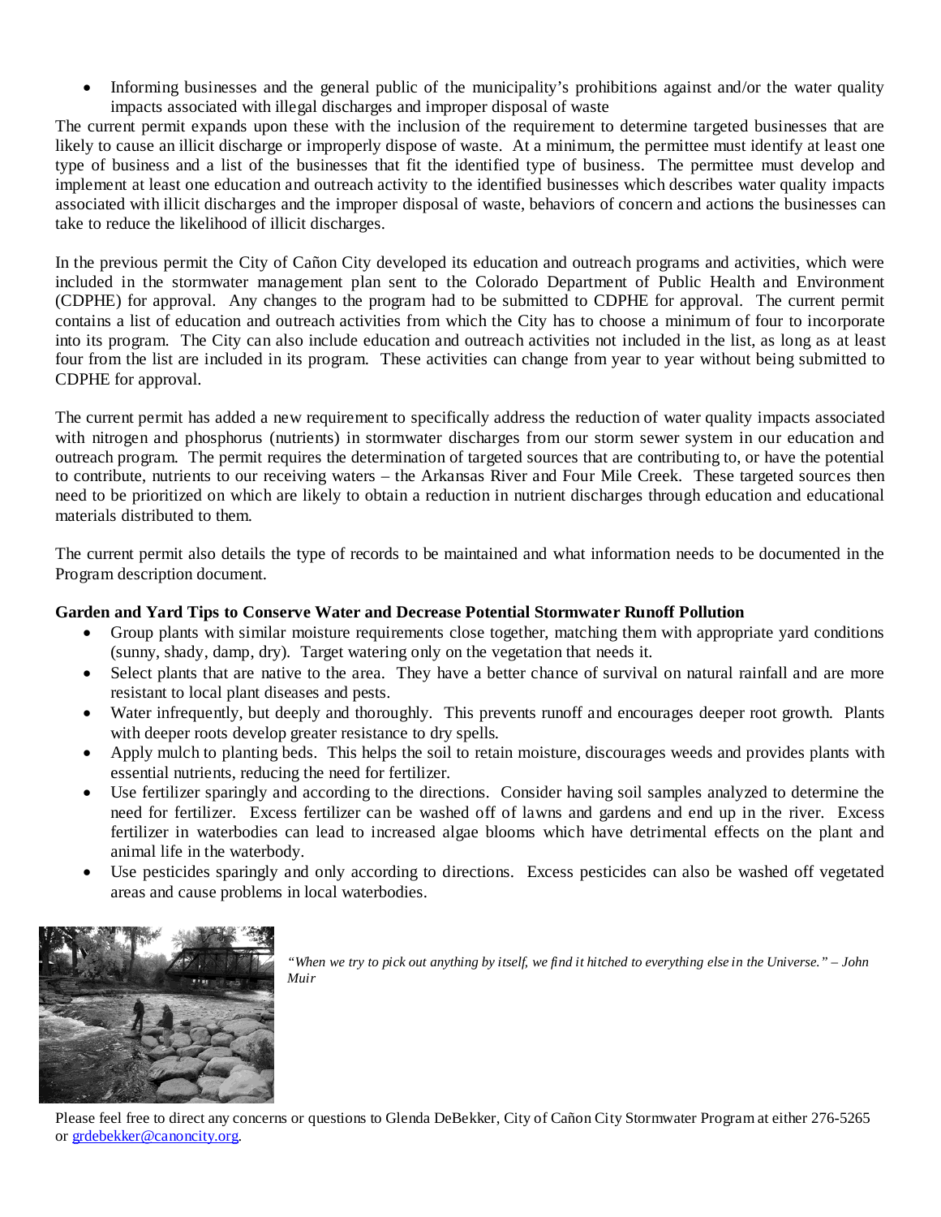- Informing businesses and the general public of the municipality's prohibitions against and/or the water quality impacts associated with illegal discharges and improper disposal of waste

The current permit expands upon these with the inclusion of the requirement to determine targeted businesses that are likely to cause an illicit discharge or improperly dispose of waste. At a minimum, the permittee must identify at least one type of business and a list of the businesses that fit the identified type of business. The permittee must develop and implement at least one education and outreach activity to the identified businesses which describes water quality impacts associated with illicit discharges and the improper disposal of waste, behaviors of concern and actions the businesses can take to reduce the likelihood of illicit discharges.

In the previous permit the City of Cañon City developed its education and outreach programs and activities, which were included in the stormwater management plan sent to the Colorado Department of Public Health and Environment (CDPHE) for approval. Any changes to the program had to be submitted to CDPHE for approval. The current permit contains a list of education and outreach activities from which the City has to choose a minimum of four to incorporate into its program. The City can also include education and outreach activities not included in the list, as long as at least four from the list are included in its program. These activities can change from year to year without being submitted to CDPHE for approval.

The current permit has added a new requirement to specifically address the reduction of water quality impacts associated with nitrogen and phosphorus (nutrients) in stormwater discharges from our storm sewer system in our education and outreach program. The permit requires the determination of targeted sources that are contributing to, or have the potential to contribute, nutrients to our receiving waters – the Arkansas River and Four Mile Creek. These targeted sources then need to be prioritized on which are likely to obtain a reduction in nutrient discharges through education and educational materials distributed to them.

The current permit also details the type of records to be maintained and what information needs to be documented in the Program description document.

**Garden and Yard Tips to Conserve Water and Decrease Potential Stormwater Runoff Pollution**

- Group plants with similar moisture requirements close together, matching them with appropriate yard conditions (sunny, shady, damp, dry). Target watering only on the vegetation that needs it.
- Select plants that are native to the area. They have a better chance of survival on natural rainfall and are more resistant to local plant diseases and pests.
- Water infrequently, but deeply and thoroughly. This prevents runoff and encourages deeper root growth. Plants with deeper roots develop greater resistance to dry spells.
- Apply mulch to planting beds. This helps the soil to retain moisture, discourages weeds and provides plants with essential nutrients, reducing the need for fertilizer.
- Use fertilizer sparingly and according to the directions. Consider having soil samples analyzed to determine the need for fertilizer. Excess fertilizer can be washed off of lawns and gardens and end up in the river. Excess fertilizer in waterbodies can lead to increased algae blooms which have detrimental effects on the plant and animal life in the waterbody.
- Use pesticides sparingly and only according to directions. Excess pesticides can also be washed off vegetated areas and cause problems in local waterbodies.

*"When we try to pick out anything by itself, we find it hitched to everything else in the Universe." – John Muir*

Please feel free to direct any concerns or questions to Glenda DeBekker, City of Cañon City Stormwater Program at either 276-5265 or grdebekker@canoncity.org.